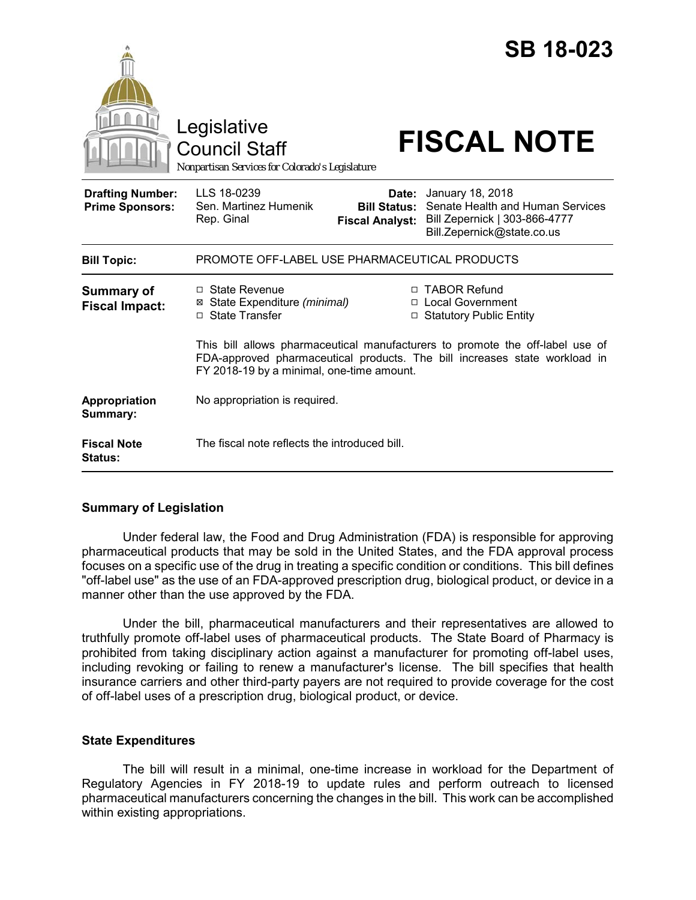# SB 18-023

Legislative Council Staff

Nonpartisan Services for Colorado's Legislature

# FISCAL NOTE

| | | | |
|---|---|---|---|
| **Drafting Number:** | LLS 18-0239 | **Date:** | January 18, 2018 |
| **Prime Sponsors:** | Sen. Martinez Humenik<br>Rep. Ginal | **Bill Status:** | Senate Health and Human Services |
| | | **Fiscal Analyst:** | Bill Zepernick \| 303-866-4777<br>Bill.Zepernick@state.co.us |

| | |
|---|---|
| **Bill Topic:** | PROMOTE OFF-LABEL USE PHARMACEUTICAL PRODUCTS |
| **Summary of Fiscal Impact:** | ☐ State Revenue<br>☒ State Expenditure *(minimal)*<br>☐ State Transfer<br>☐ TABOR Refund<br>☐ Local Government<br>☐ Statutory Public Entity<br><br>This bill allows pharmaceutical manufacturers to promote the off-label use of FDA-approved pharmaceutical products. The bill increases state workload in FY 2018-19 by a minimal, one-time amount. |
| **Appropriation Summary:** | No appropriation is required. |
| **Fiscal Note Status:** | The fiscal note reflects the introduced bill. |

## Summary of Legislation

Under federal law, the Food and Drug Administration (FDA) is responsible for approving pharmaceutical products that may be sold in the United States, and the FDA approval process focuses on a specific use of the drug in treating a specific condition or conditions. This bill defines "off-label use" as the use of an FDA-approved prescription drug, biological product, or device in a manner other than the use approved by the FDA.

Under the bill, pharmaceutical manufacturers and their representatives are allowed to truthfully promote off-label uses of pharmaceutical products. The State Board of Pharmacy is prohibited from taking disciplinary action against a manufacturer for promoting off-label uses, including revoking or failing to renew a manufacturer's license. The bill specifies that health insurance carriers and other third-party payers are not required to provide coverage for the cost of off-label uses of a prescription drug, biological product, or device.

## State Expenditures

The bill will result in a minimal, one-time increase in workload for the Department of Regulatory Agencies in FY 2018-19 to update rules and perform outreach to licensed pharmaceutical manufacturers concerning the changes in the bill. This work can be accomplished within existing appropriations.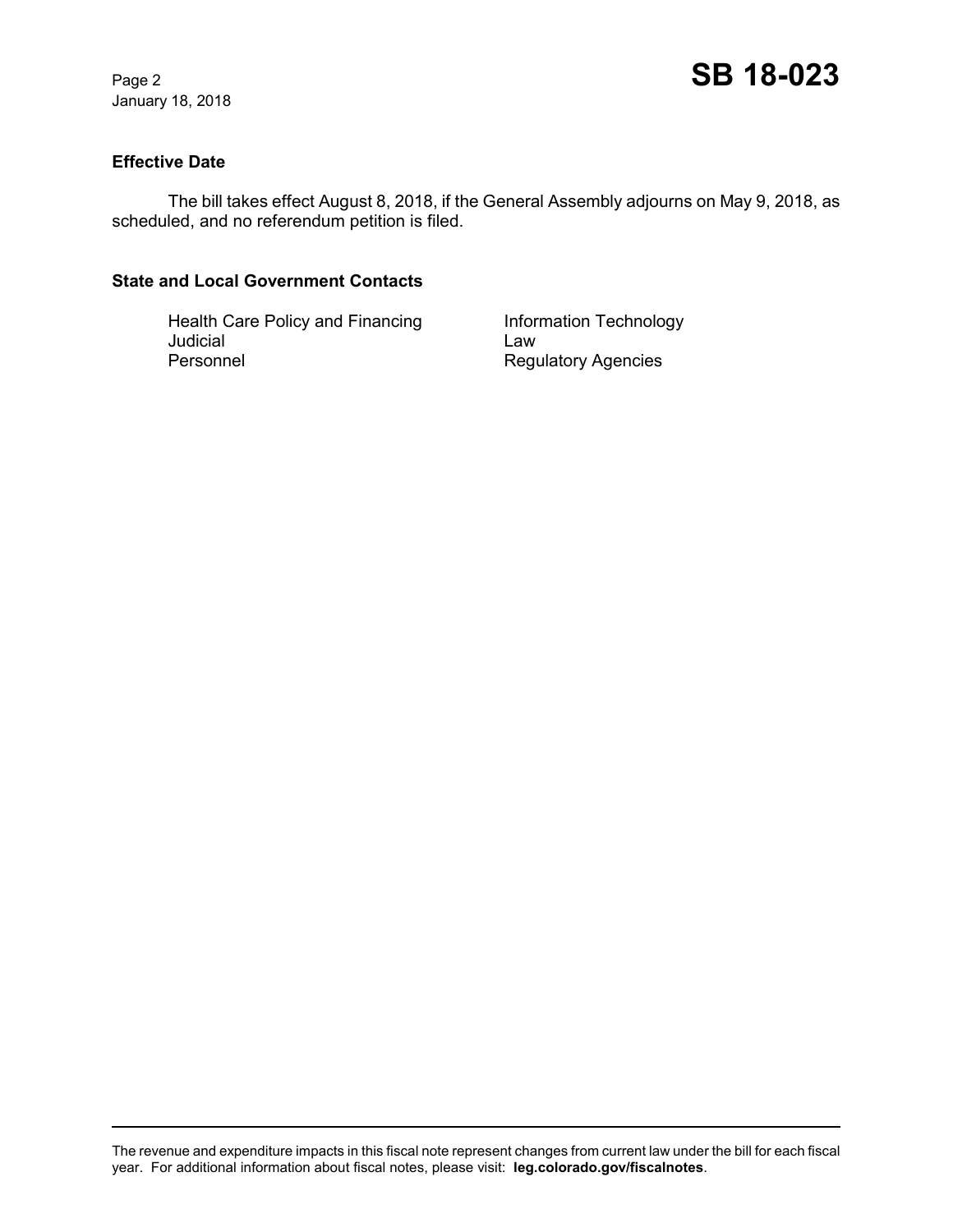## Effective Date

The bill takes effect August 8, 2018, if the General Assembly adjourns on May 9, 2018, as scheduled, and no referendum petition is filed.

## State and Local Government Contacts

| | |
|---|---|
| Health Care Policy and Financing | Information Technology |
| Judicial | Law |
| Personnel | Regulatory Agencies |

The revenue and expenditure impacts in this fiscal note represent changes from current law under the bill for each fiscal year. For additional information about fiscal notes, please visit: **leg.colorado.gov/fiscalnotes**.